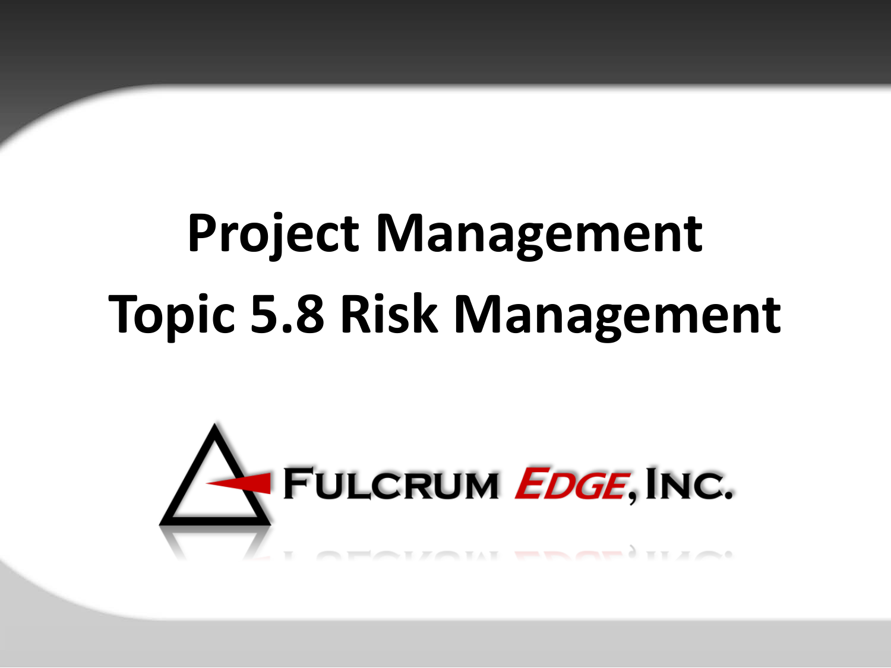# Project Management
# Topic 5.8 Risk Management

FULCRUM EDGE, INC.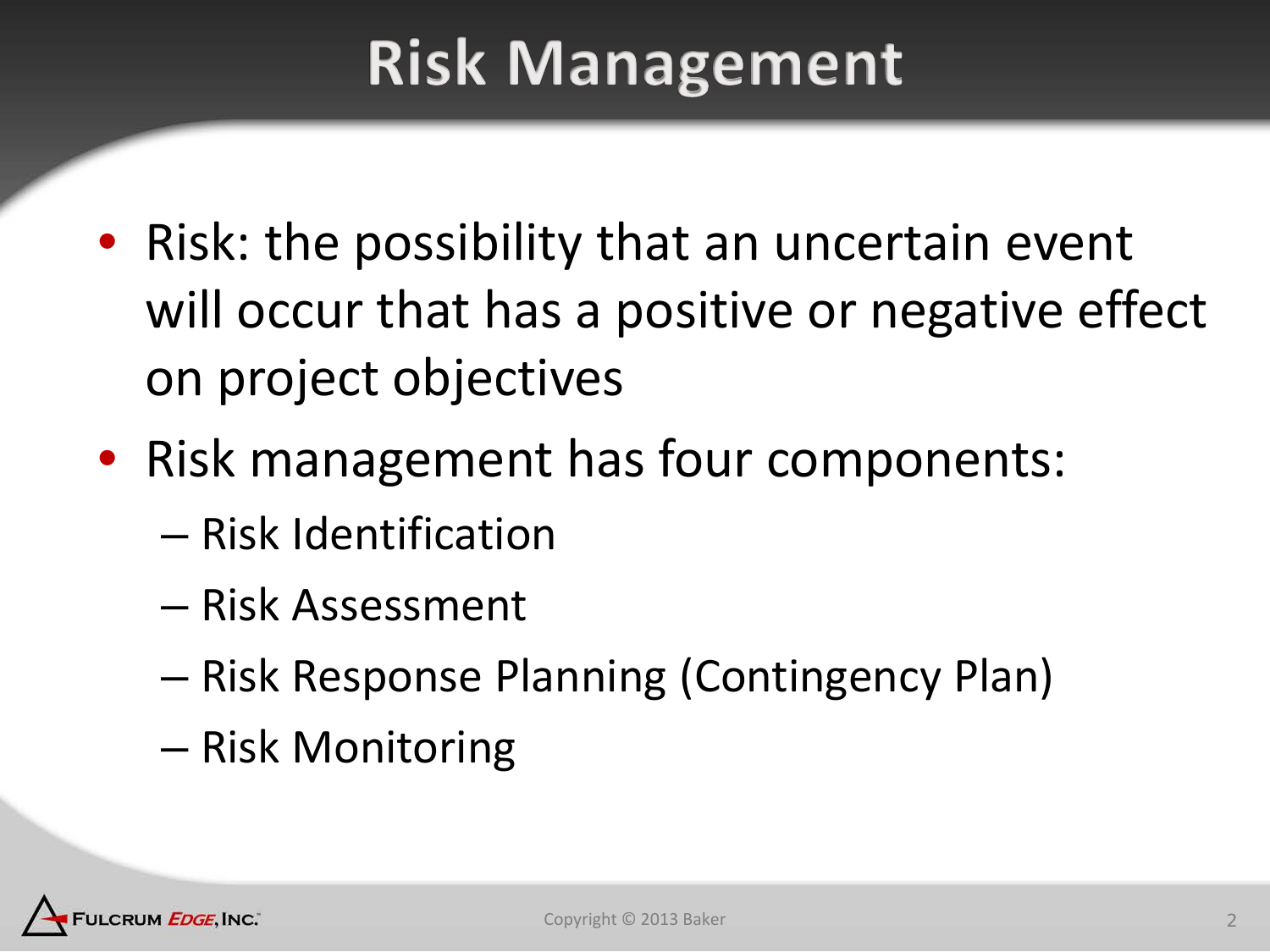# Risk Management

- Risk: the possibility that an uncertain event will occur that has a positive or negative effect on project objectives
- Risk management has four components:
  - Risk Identification
  - Risk Assessment
  - Risk Response Planning (Contingency Plan)
  - Risk Monitoring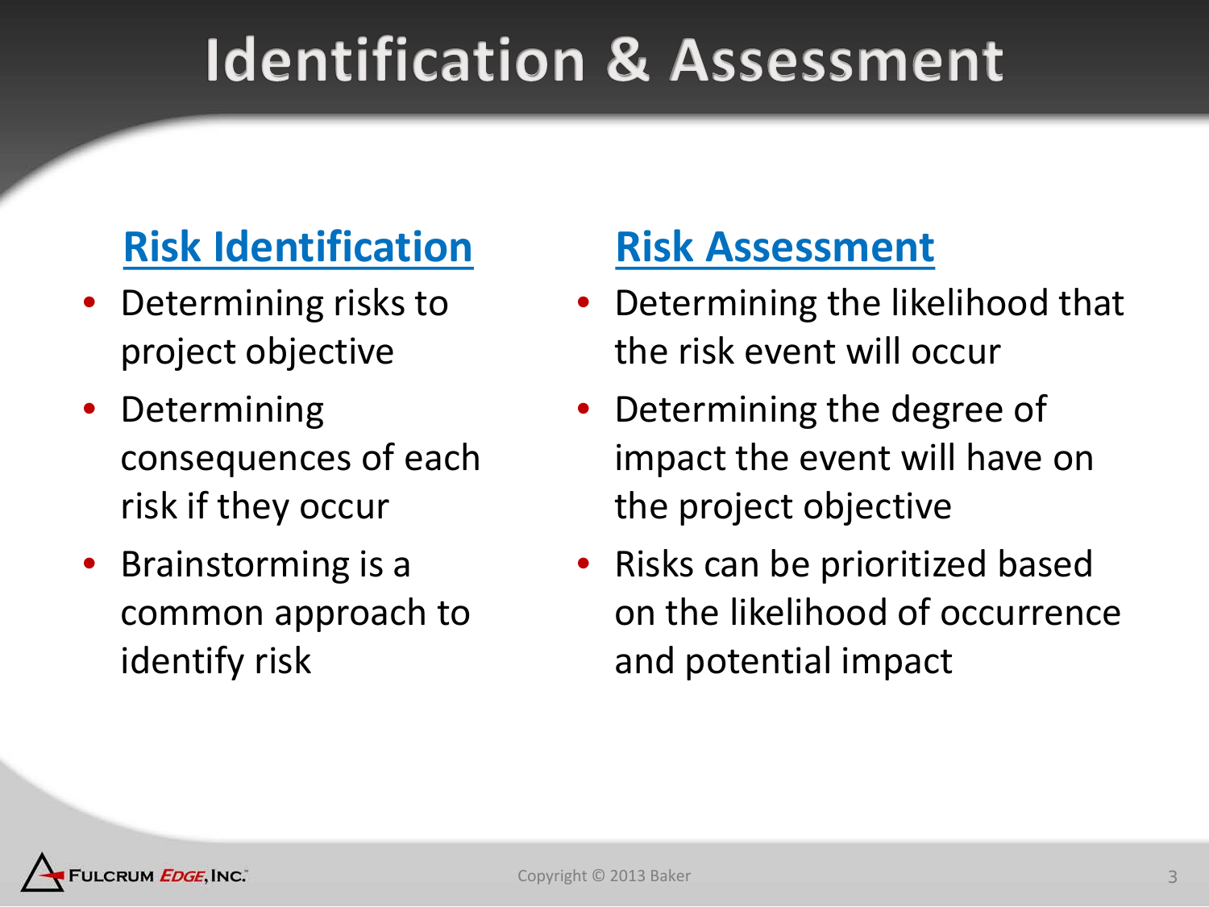# Identification & Assessment

## Risk Identification

- Determining risks to project objective
- Determining consequences of each risk if they occur
- Brainstorming is a common approach to identify risk

## Risk Assessment

- Determining the likelihood that the risk event will occur
- Determining the degree of impact the event will have on the project objective
- Risks can be prioritized based on the likelihood of occurrence and potential impact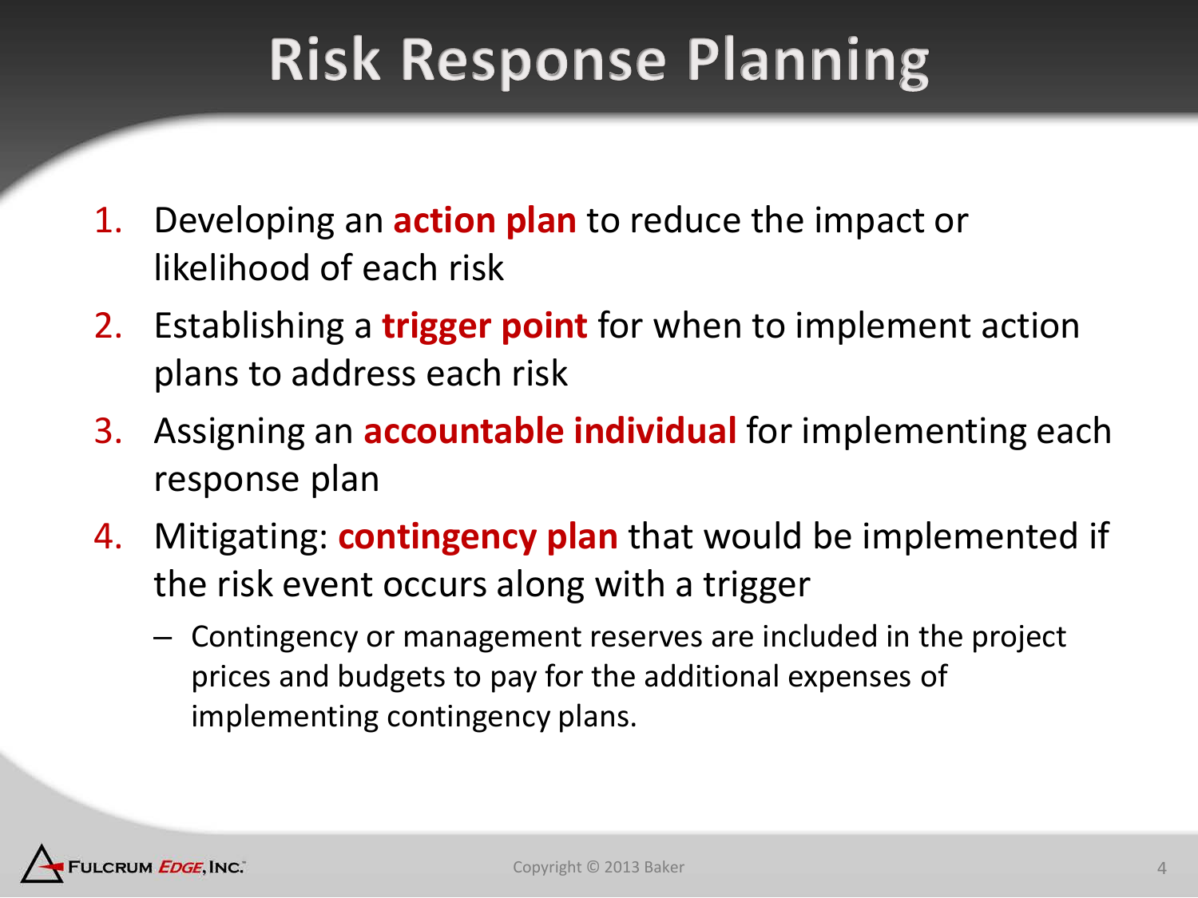# Risk Response Planning

1. Developing an **action plan** to reduce the impact or likelihood of each risk
2. Establishing a **trigger point** for when to implement action plans to address each risk
3. Assigning an **accountable individual** for implementing each response plan
4. Mitigating: **contingency plan** that would be implemented if the risk event occurs along with a trigger
   - Contingency or management reserves are included in the project prices and budgets to pay for the additional expenses of implementing contingency plans.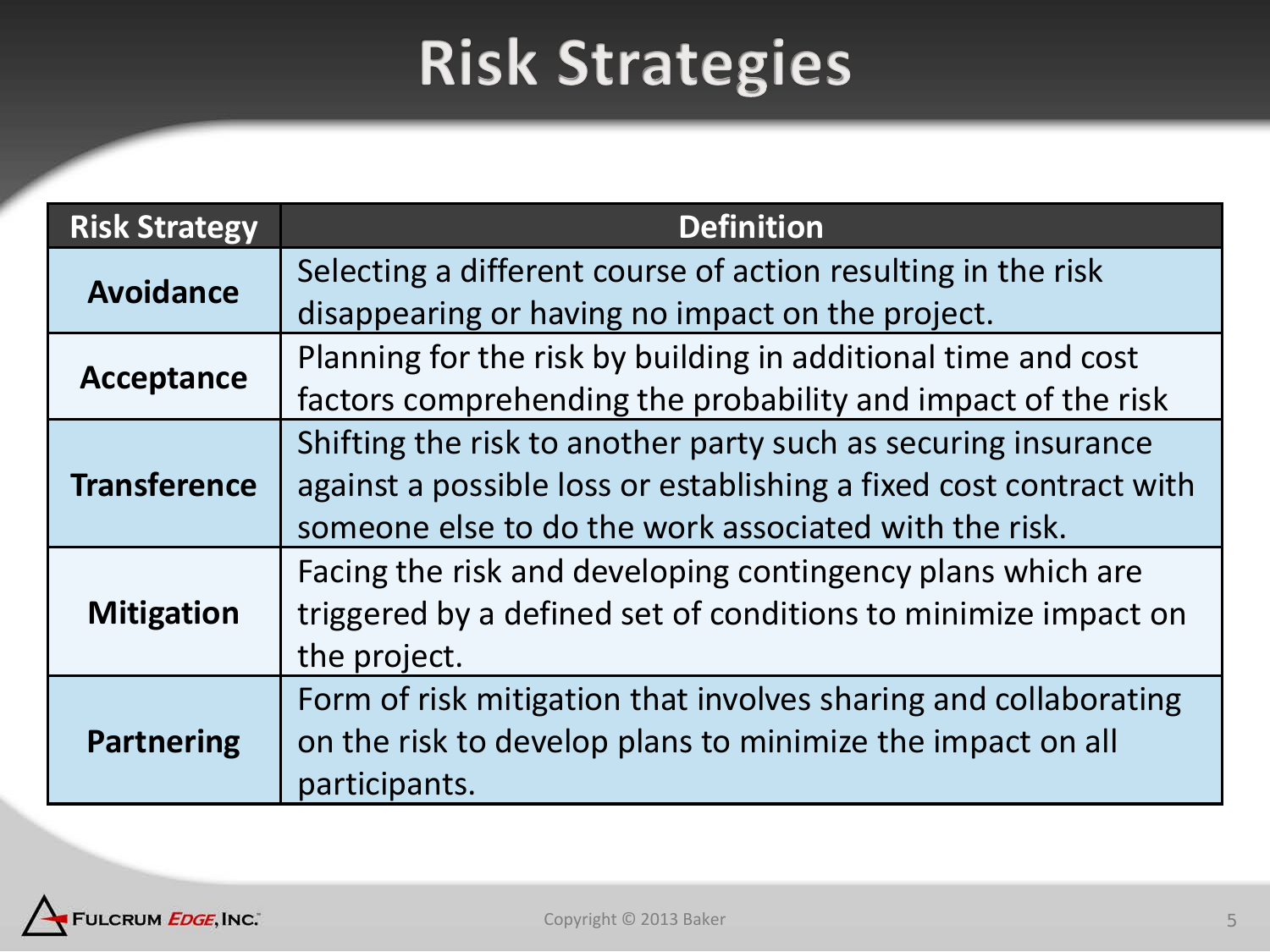# Risk Strategies

| Risk Strategy | Definition |
|---|---|
| **Avoidance** | Selecting a different course of action resulting in the risk disappearing or having no impact on the project. |
| **Acceptance** | Planning for the risk by building in additional time and cost factors comprehending the probability and impact of the risk |
| **Transference** | Shifting the risk to another party such as securing insurance against a possible loss or establishing a fixed cost contract with someone else to do the work associated with the risk. |
| **Mitigation** | Facing the risk and developing contingency plans which are triggered by a defined set of conditions to minimize impact on the project. |
| **Partnering** | Form of risk mitigation that involves sharing and collaborating on the risk to develop plans to minimize the impact on all participants. |

Copyright © 2013 Baker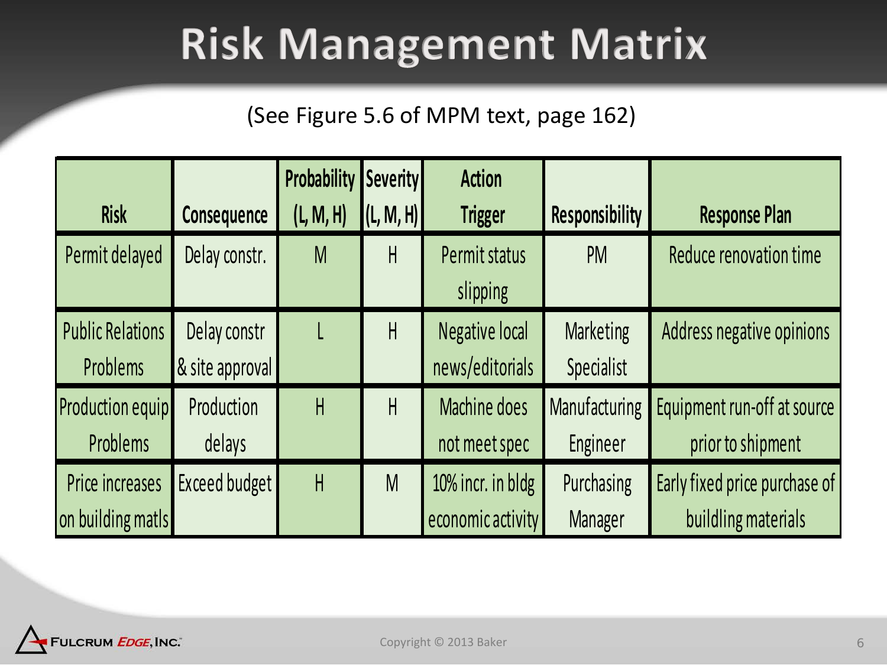# Risk Management Matrix

(See Figure 5.6 of MPM text, page 162)

| Risk | Consequence | Probability (L, M, H) | Severity (L, M, H) | Action Trigger | Responsibility | Response Plan |
|---|---|---|---|---|---|---|
| Permit delayed | Delay constr. | M | H | Permit status slipping | PM | Reduce renovation time |
| Public Relations Problems | Delay constr & site approval | L | H | Negative local news/editorials | Marketing Specialist | Address negative opinions |
| Production equip Problems | Production delays | H | H | Machine does not meet spec | Manufacturing Engineer | Equipment run-off at source prior to shipment |
| Price increases on building matls | Exceed budget | H | M | 10% incr. in bldg economic activity | Purchasing Manager | Early fixed price purchase of buildling materials |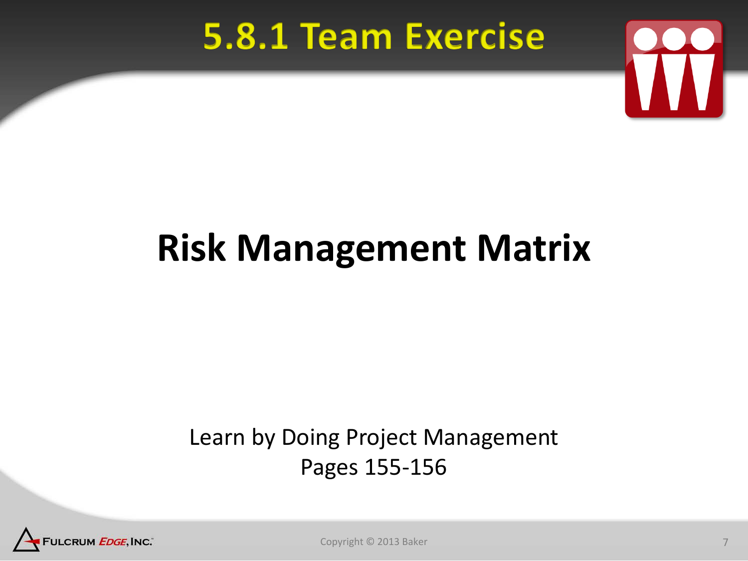# 5.8.1 Team Exercise

## Risk Management Matrix

Learn by Doing Project Management
Pages 155-156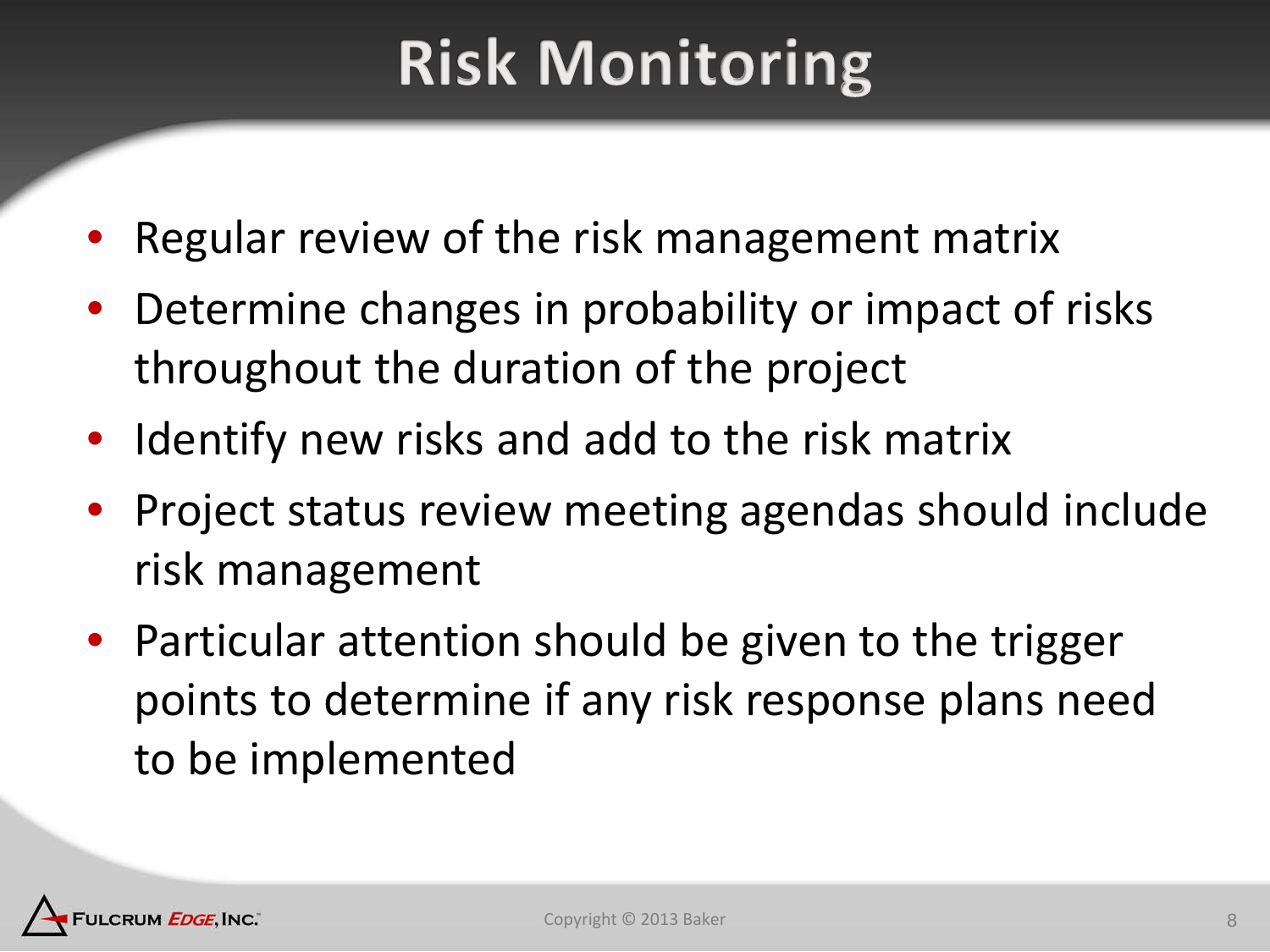# Risk Monitoring

- Regular review of the risk management matrix
- Determine changes in probability or impact of risks throughout the duration of the project
- Identify new risks and add to the risk matrix
- Project status review meeting agendas should include risk management
- Particular attention should be given to the trigger points to determine if any risk response plans need to be implemented